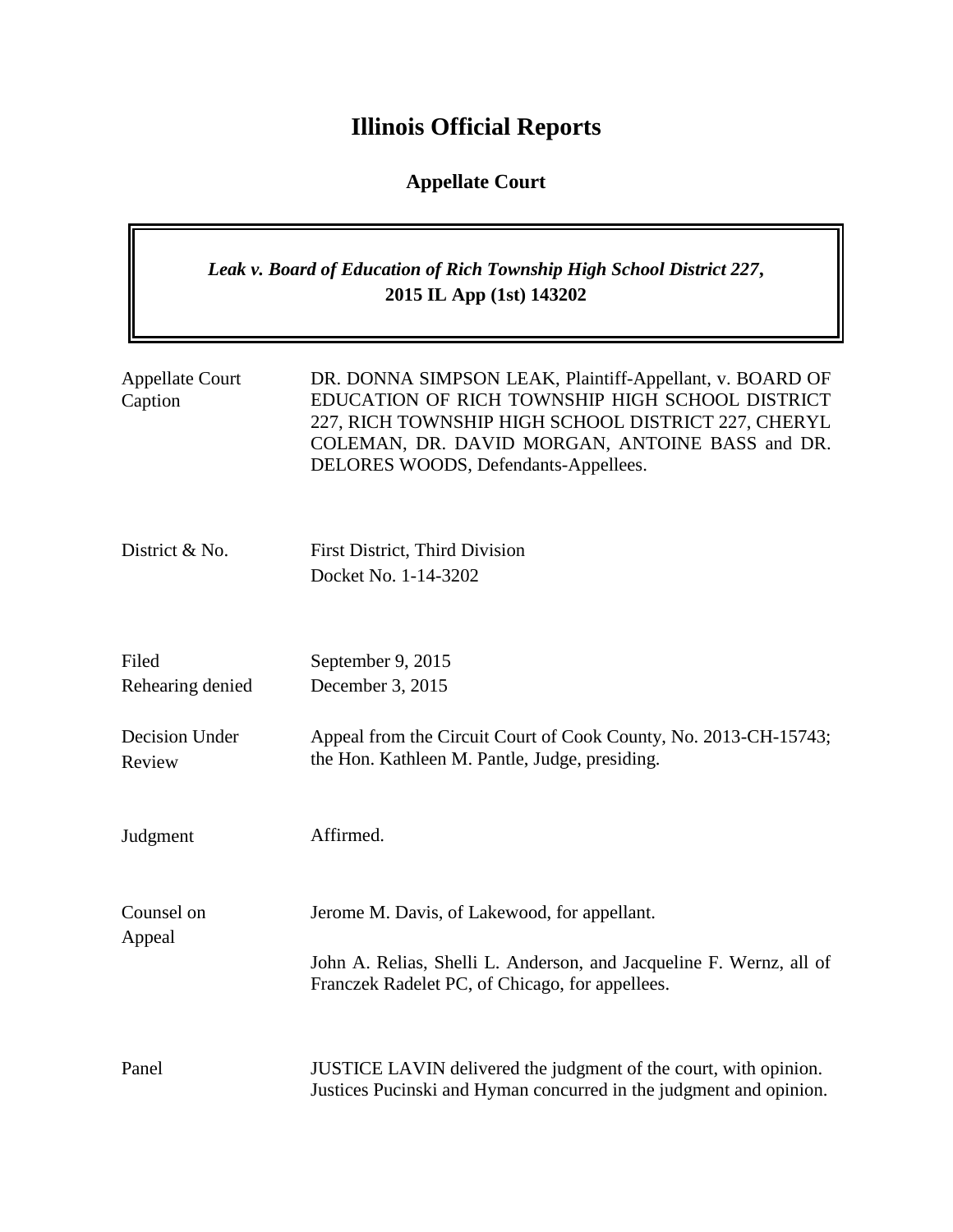# Illinois Official Reports

## Appellate Court

| *Leak v. Board of Education of Rich Township High School District 227*, **2015 IL App (1st) 143202** |
|---|

| | |
|---|---|
| Appellate Court Caption | DR. DONNA SIMPSON LEAK, Plaintiff-Appellant, v. BOARD OF EDUCATION OF RICH TOWNSHIP HIGH SCHOOL DISTRICT 227, RICH TOWNSHIP HIGH SCHOOL DISTRICT 227, CHERYL COLEMAN, DR. DAVID MORGAN, ANTOINE BASS and DR. DELORES WOODS, Defendants-Appellees. |
| District & No. | First District, Third Division<br>Docket No. 1-14-3202 |
| Filed<br>Rehearing denied | September 9, 2015<br>December 3, 2015 |
| Decision Under Review | Appeal from the Circuit Court of Cook County, No. 2013-CH-15743; the Hon. Kathleen M. Pantle, Judge, presiding. |
| Judgment | Affirmed. |
| Counsel on Appeal | Jerome M. Davis, of Lakewood, for appellant.<br><br>John A. Relias, Shelli L. Anderson, and Jacqueline F. Wernz, all of Franczek Radelet PC, of Chicago, for appellees. |
| Panel | JUSTICE LAVIN delivered the judgment of the court, with opinion. Justices Pucinski and Hyman concurred in the judgment and opinion. |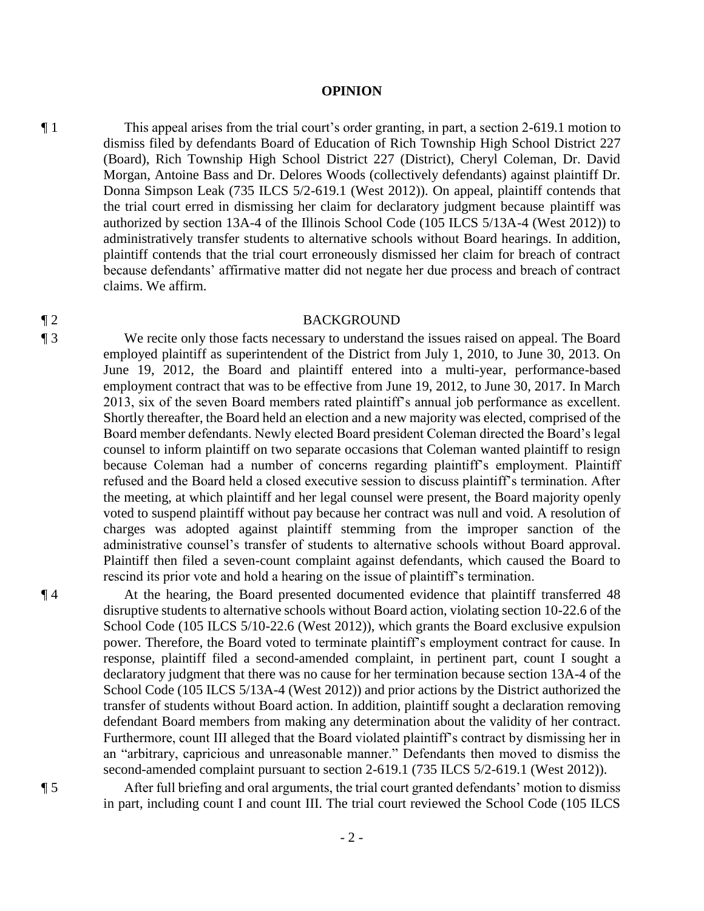## OPINION

¶ 1 This appeal arises from the trial court's order granting, in part, a section 2-619.1 motion to dismiss filed by defendants Board of Education of Rich Township High School District 227 (Board), Rich Township High School District 227 (District), Cheryl Coleman, Dr. David Morgan, Antoine Bass and Dr. Delores Woods (collectively defendants) against plaintiff Dr. Donna Simpson Leak (735 ILCS 5/2-619.1 (West 2012)). On appeal, plaintiff contends that the trial court erred in dismissing her claim for declaratory judgment because plaintiff was authorized by section 13A-4 of the Illinois School Code (105 ILCS 5/13A-4 (West 2012)) to administratively transfer students to alternative schools without Board hearings. In addition, plaintiff contends that the trial court erroneously dismissed her claim for breach of contract because defendants' affirmative matter did not negate her due process and breach of contract claims. We affirm.

¶ 2 BACKGROUND

¶ 3 We recite only those facts necessary to understand the issues raised on appeal. The Board employed plaintiff as superintendent of the District from July 1, 2010, to June 30, 2013. On June 19, 2012, the Board and plaintiff entered into a multi-year, performance-based employment contract that was to be effective from June 19, 2012, to June 30, 2017. In March 2013, six of the seven Board members rated plaintiff's annual job performance as excellent. Shortly thereafter, the Board held an election and a new majority was elected, comprised of the Board member defendants. Newly elected Board president Coleman directed the Board's legal counsel to inform plaintiff on two separate occasions that Coleman wanted plaintiff to resign because Coleman had a number of concerns regarding plaintiff's employment. Plaintiff refused and the Board held a closed executive session to discuss plaintiff's termination. After the meeting, at which plaintiff and her legal counsel were present, the Board majority openly voted to suspend plaintiff without pay because her contract was null and void. A resolution of charges was adopted against plaintiff stemming from the improper sanction of the administrative counsel's transfer of students to alternative schools without Board approval. Plaintiff then filed a seven-count complaint against defendants, which caused the Board to rescind its prior vote and hold a hearing on the issue of plaintiff's termination.

¶ 4 At the hearing, the Board presented documented evidence that plaintiff transferred 48 disruptive students to alternative schools without Board action, violating section 10-22.6 of the School Code (105 ILCS 5/10-22.6 (West 2012)), which grants the Board exclusive expulsion power. Therefore, the Board voted to terminate plaintiff's employment contract for cause. In response, plaintiff filed a second-amended complaint, in pertinent part, count I sought a declaratory judgment that there was no cause for her termination because section 13A-4 of the School Code (105 ILCS 5/13A-4 (West 2012)) and prior actions by the District authorized the transfer of students without Board action. In addition, plaintiff sought a declaration removing defendant Board members from making any determination about the validity of her contract. Furthermore, count III alleged that the Board violated plaintiff's contract by dismissing her in an "arbitrary, capricious and unreasonable manner." Defendants then moved to dismiss the second-amended complaint pursuant to section 2-619.1 (735 ILCS 5/2-619.1 (West 2012)).

¶ 5 After full briefing and oral arguments, the trial court granted defendants' motion to dismiss in part, including count I and count III. The trial court reviewed the School Code (105 ILCS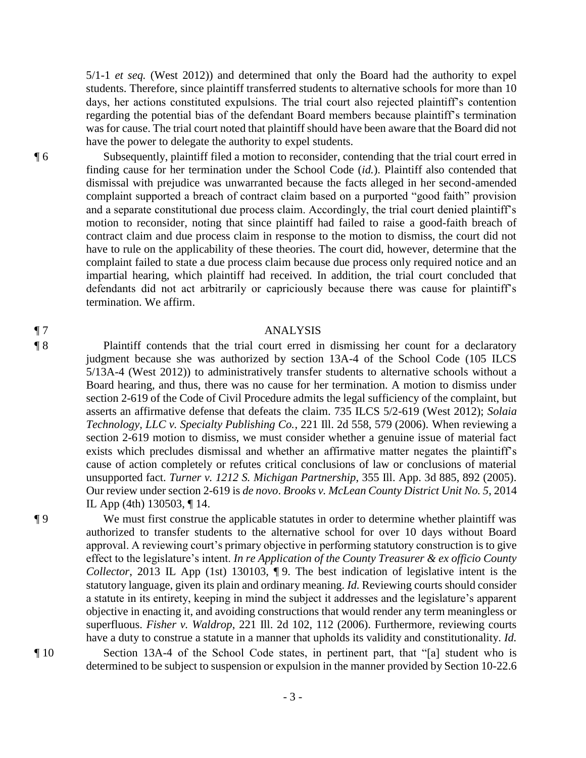5/1-1 *et seq.* (West 2012)) and determined that only the Board had the authority to expel students. Therefore, since plaintiff transferred students to alternative schools for more than 10 days, her actions constituted expulsions. The trial court also rejected plaintiff's contention regarding the potential bias of the defendant Board members because plaintiff's termination was for cause. The trial court noted that plaintiff should have been aware that the Board did not have the power to delegate the authority to expel students.

¶ 6 Subsequently, plaintiff filed a motion to reconsider, contending that the trial court erred in finding cause for her termination under the School Code (*id.*). Plaintiff also contended that dismissal with prejudice was unwarranted because the facts alleged in her second-amended complaint supported a breach of contract claim based on a purported "good faith" provision and a separate constitutional due process claim. Accordingly, the trial court denied plaintiff's motion to reconsider, noting that since plaintiff had failed to raise a good-faith breach of contract claim and due process claim in response to the motion to dismiss, the court did not have to rule on the applicability of these theories. The court did, however, determine that the complaint failed to state a due process claim because due process only required notice and an impartial hearing, which plaintiff had received. In addition, the trial court concluded that defendants did not act arbitrarily or capriciously because there was cause for plaintiff's termination. We affirm.

## ¶ 7 ANALYSIS

¶ 8 Plaintiff contends that the trial court erred in dismissing her count for a declaratory judgment because she was authorized by section 13A-4 of the School Code (105 ILCS 5/13A-4 (West 2012)) to administratively transfer students to alternative schools without a Board hearing, and thus, there was no cause for her termination. A motion to dismiss under section 2-619 of the Code of Civil Procedure admits the legal sufficiency of the complaint, but asserts an affirmative defense that defeats the claim. 735 ILCS 5/2-619 (West 2012); *Solaia Technology, LLC v. Specialty Publishing Co.*, 221 Ill. 2d 558, 579 (2006). When reviewing a section 2-619 motion to dismiss, we must consider whether a genuine issue of material fact exists which precludes dismissal and whether an affirmative matter negates the plaintiff's cause of action completely or refutes critical conclusions of law or conclusions of material unsupported fact. *Turner v. 1212 S. Michigan Partnership*, 355 Ill. App. 3d 885, 892 (2005). Our review under section 2-619 is *de novo*. *Brooks v. McLean County District Unit No. 5*, 2014 IL App (4th) 130503, ¶ 14.

¶ 9 We must first construe the applicable statutes in order to determine whether plaintiff was authorized to transfer students to the alternative school for over 10 days without Board approval. A reviewing court's primary objective in performing statutory construction is to give effect to the legislature's intent. *In re Application of the County Treasurer & ex officio County Collector*, 2013 IL App (1st) 130103, ¶ 9. The best indication of legislative intent is the statutory language, given its plain and ordinary meaning. *Id.* Reviewing courts should consider a statute in its entirety, keeping in mind the subject it addresses and the legislature's apparent objective in enacting it, and avoiding constructions that would render any term meaningless or superfluous. *Fisher v. Waldrop*, 221 Ill. 2d 102, 112 (2006). Furthermore, reviewing courts have a duty to construe a statute in a manner that upholds its validity and constitutionality. *Id.*

¶ 10 Section 13A-4 of the School Code states, in pertinent part, that "[a] student who is determined to be subject to suspension or expulsion in the manner provided by Section 10-22.6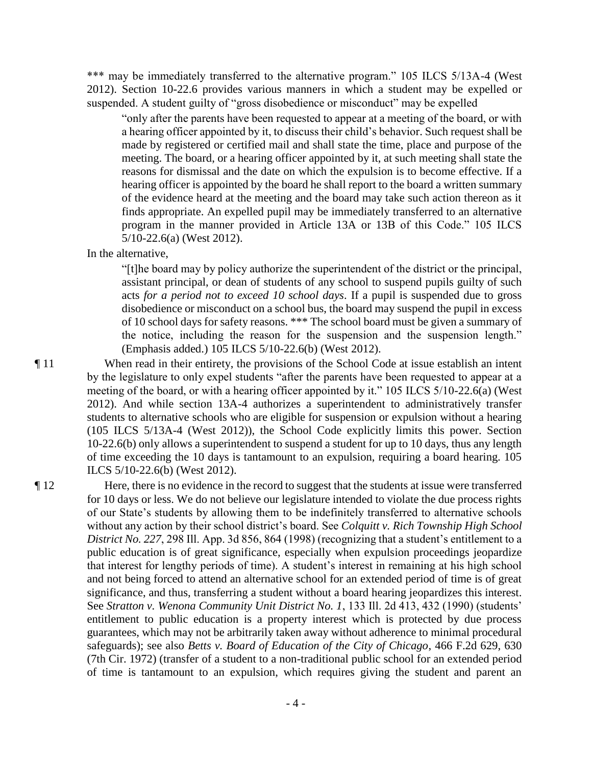\*\*\* may be immediately transferred to the alternative program." 105 ILCS 5/13A-4 (West 2012). Section 10-22.6 provides various manners in which a student may be expelled or suspended. A student guilty of "gross disobedience or misconduct" may be expelled

> "only after the parents have been requested to appear at a meeting of the board, or with a hearing officer appointed by it, to discuss their child's behavior. Such request shall be made by registered or certified mail and shall state the time, place and purpose of the meeting. The board, or a hearing officer appointed by it, at such meeting shall state the reasons for dismissal and the date on which the expulsion is to become effective. If a hearing officer is appointed by the board he shall report to the board a written summary of the evidence heard at the meeting and the board may take such action thereon as it finds appropriate. An expelled pupil may be immediately transferred to an alternative program in the manner provided in Article 13A or 13B of this Code." 105 ILCS 5/10-22.6(a) (West 2012).

In the alternative,

> "[t]he board may by policy authorize the superintendent of the district or the principal, assistant principal, or dean of students of any school to suspend pupils guilty of such acts *for a period not to exceed 10 school days*. If a pupil is suspended due to gross disobedience or misconduct on a school bus, the board may suspend the pupil in excess of 10 school days for safety reasons. \*\*\* The school board must be given a summary of the notice, including the reason for the suspension and the suspension length." (Emphasis added.) 105 ILCS 5/10-22.6(b) (West 2012).

¶ 11 When read in their entirety, the provisions of the School Code at issue establish an intent by the legislature to only expel students "after the parents have been requested to appear at a meeting of the board, or with a hearing officer appointed by it." 105 ILCS 5/10-22.6(a) (West 2012). And while section 13A-4 authorizes a superintendent to administratively transfer students to alternative schools who are eligible for suspension or expulsion without a hearing (105 ILCS 5/13A-4 (West 2012)), the School Code explicitly limits this power. Section 10-22.6(b) only allows a superintendent to suspend a student for up to 10 days, thus any length of time exceeding the 10 days is tantamount to an expulsion, requiring a board hearing. 105 ILCS 5/10-22.6(b) (West 2012).

¶ 12 Here, there is no evidence in the record to suggest that the students at issue were transferred for 10 days or less. We do not believe our legislature intended to violate the due process rights of our State's students by allowing them to be indefinitely transferred to alternative schools without any action by their school district's board. See *Colquitt v. Rich Township High School District No. 227*, 298 Ill. App. 3d 856, 864 (1998) (recognizing that a student's entitlement to a public education is of great significance, especially when expulsion proceedings jeopardize that interest for lengthy periods of time). A student's interest in remaining at his high school and not being forced to attend an alternative school for an extended period of time is of great significance, and thus, transferring a student without a board hearing jeopardizes this interest. See *Stratton v. Wenona Community Unit District No. 1*, 133 Ill. 2d 413, 432 (1990) (students' entitlement to public education is a property interest which is protected by due process guarantees, which may not be arbitrarily taken away without adherence to minimal procedural safeguards); see also *Betts v. Board of Education of the City of Chicago*, 466 F.2d 629, 630 (7th Cir. 1972) (transfer of a student to a non-traditional public school for an extended period of time is tantamount to an expulsion, which requires giving the student and parent an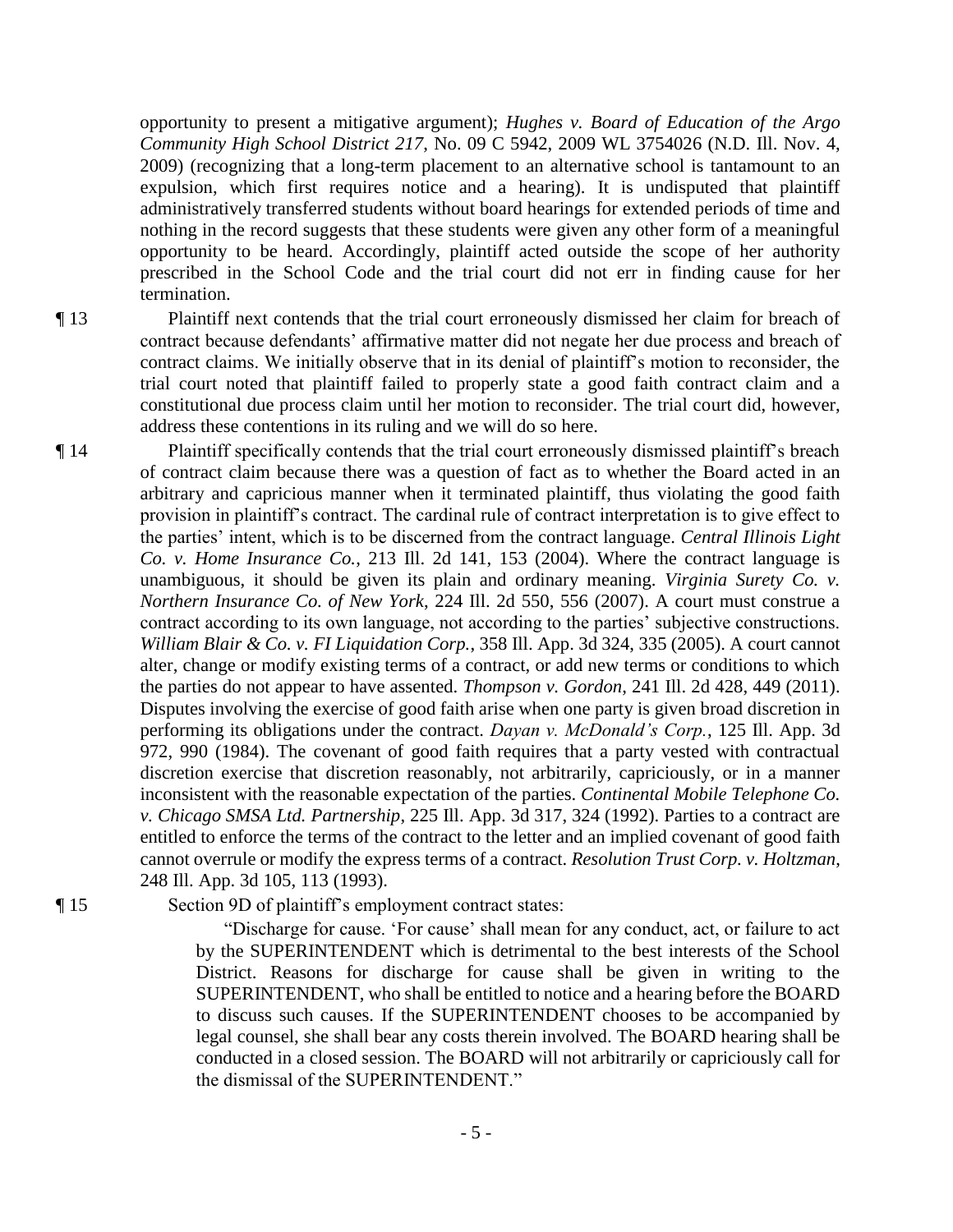opportunity to present a mitigative argument); *Hughes v. Board of Education of the Argo Community High School District 217*, No. 09 C 5942, 2009 WL 3754026 (N.D. Ill. Nov. 4, 2009) (recognizing that a long-term placement to an alternative school is tantamount to an expulsion, which first requires notice and a hearing). It is undisputed that plaintiff administratively transferred students without board hearings for extended periods of time and nothing in the record suggests that these students were given any other form of a meaningful opportunity to be heard. Accordingly, plaintiff acted outside the scope of her authority prescribed in the School Code and the trial court did not err in finding cause for her termination.

¶ 13 Plaintiff next contends that the trial court erroneously dismissed her claim for breach of contract because defendants' affirmative matter did not negate her due process and breach of contract claims. We initially observe that in its denial of plaintiff's motion to reconsider, the trial court noted that plaintiff failed to properly state a good faith contract claim and a constitutional due process claim until her motion to reconsider. The trial court did, however, address these contentions in its ruling and we will do so here.

¶ 14 Plaintiff specifically contends that the trial court erroneously dismissed plaintiff's breach of contract claim because there was a question of fact as to whether the Board acted in an arbitrary and capricious manner when it terminated plaintiff, thus violating the good faith provision in plaintiff's contract. The cardinal rule of contract interpretation is to give effect to the parties' intent, which is to be discerned from the contract language. *Central Illinois Light Co. v. Home Insurance Co.*, 213 Ill. 2d 141, 153 (2004). Where the contract language is unambiguous, it should be given its plain and ordinary meaning. *Virginia Surety Co. v. Northern Insurance Co. of New York*, 224 Ill. 2d 550, 556 (2007). A court must construe a contract according to its own language, not according to the parties' subjective constructions. *William Blair & Co. v. FI Liquidation Corp.*, 358 Ill. App. 3d 324, 335 (2005). A court cannot alter, change or modify existing terms of a contract, or add new terms or conditions to which the parties do not appear to have assented. *Thompson v. Gordon*, 241 Ill. 2d 428, 449 (2011). Disputes involving the exercise of good faith arise when one party is given broad discretion in performing its obligations under the contract. *Dayan v. McDonald's Corp.*, 125 Ill. App. 3d 972, 990 (1984). The covenant of good faith requires that a party vested with contractual discretion exercise that discretion reasonably, not arbitrarily, capriciously, or in a manner inconsistent with the reasonable expectation of the parties. *Continental Mobile Telephone Co. v. Chicago SMSA Ltd. Partnership*, 225 Ill. App. 3d 317, 324 (1992). Parties to a contract are entitled to enforce the terms of the contract to the letter and an implied covenant of good faith cannot overrule or modify the express terms of a contract. *Resolution Trust Corp. v. Holtzman*, 248 Ill. App. 3d 105, 113 (1993).

¶ 15 Section 9D of plaintiff's employment contract states:

> "Discharge for cause. 'For cause' shall mean for any conduct, act, or failure to act by the SUPERINTENDENT which is detrimental to the best interests of the School District. Reasons for discharge for cause shall be given in writing to the SUPERINTENDENT, who shall be entitled to notice and a hearing before the BOARD to discuss such causes. If the SUPERINTENDENT chooses to be accompanied by legal counsel, she shall bear any costs therein involved. The BOARD hearing shall be conducted in a closed session. The BOARD will not arbitrarily or capriciously call for the dismissal of the SUPERINTENDENT."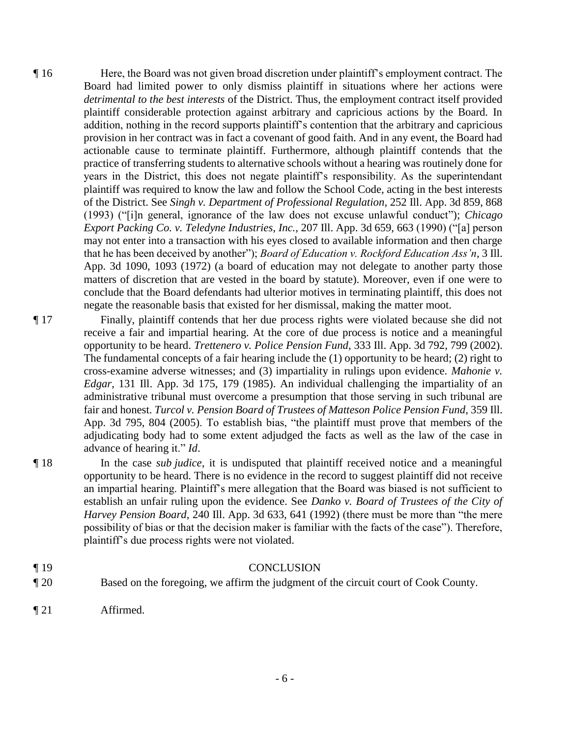¶ 16 Here, the Board was not given broad discretion under plaintiff's employment contract. The Board had limited power to only dismiss plaintiff in situations where her actions were *detrimental to the best interests* of the District. Thus, the employment contract itself provided plaintiff considerable protection against arbitrary and capricious actions by the Board. In addition, nothing in the record supports plaintiff's contention that the arbitrary and capricious provision in her contract was in fact a covenant of good faith. And in any event, the Board had actionable cause to terminate plaintiff. Furthermore, although plaintiff contends that the practice of transferring students to alternative schools without a hearing was routinely done for years in the District, this does not negate plaintiff's responsibility. As the superintendant plaintiff was required to know the law and follow the School Code, acting in the best interests of the District. See *Singh v. Department of Professional Regulation*, 252 Ill. App. 3d 859, 868 (1993) ("[i]n general, ignorance of the law does not excuse unlawful conduct"); *Chicago Export Packing Co. v. Teledyne Industries, Inc.*, 207 Ill. App. 3d 659, 663 (1990) ("[a] person may not enter into a transaction with his eyes closed to available information and then charge that he has been deceived by another"); *Board of Education v. Rockford Education Ass'n*, 3 Ill. App. 3d 1090, 1093 (1972) (a board of education may not delegate to another party those matters of discretion that are vested in the board by statute). Moreover, even if one were to conclude that the Board defendants had ulterior motives in terminating plaintiff, this does not negate the reasonable basis that existed for her dismissal, making the matter moot.

¶ 17 Finally, plaintiff contends that her due process rights were violated because she did not receive a fair and impartial hearing. At the core of due process is notice and a meaningful opportunity to be heard. *Trettenero v. Police Pension Fund*, 333 Ill. App. 3d 792, 799 (2002). The fundamental concepts of a fair hearing include the (1) opportunity to be heard; (2) right to cross-examine adverse witnesses; and (3) impartiality in rulings upon evidence. *Mahonie v. Edgar*, 131 Ill. App. 3d 175, 179 (1985). An individual challenging the impartiality of an administrative tribunal must overcome a presumption that those serving in such tribunal are fair and honest. *Turcol v. Pension Board of Trustees of Matteson Police Pension Fund*, 359 Ill. App. 3d 795, 804 (2005). To establish bias, "the plaintiff must prove that members of the adjudicating body had to some extent adjudged the facts as well as the law of the case in advance of hearing it." *Id*.

¶ 18 In the case *sub judice*, it is undisputed that plaintiff received notice and a meaningful opportunity to be heard. There is no evidence in the record to suggest plaintiff did not receive an impartial hearing. Plaintiff's mere allegation that the Board was biased is not sufficient to establish an unfair ruling upon the evidence. See *Danko v. Board of Trustees of the City of Harvey Pension Board*, 240 Ill. App. 3d 633, 641 (1992) (there must be more than "the mere possibility of bias or that the decision maker is familiar with the facts of the case"). Therefore, plaintiff's due process rights were not violated.

¶ 19 CONCLUSION

¶ 20 Based on the foregoing, we affirm the judgment of the circuit court of Cook County.

¶ 21 Affirmed.